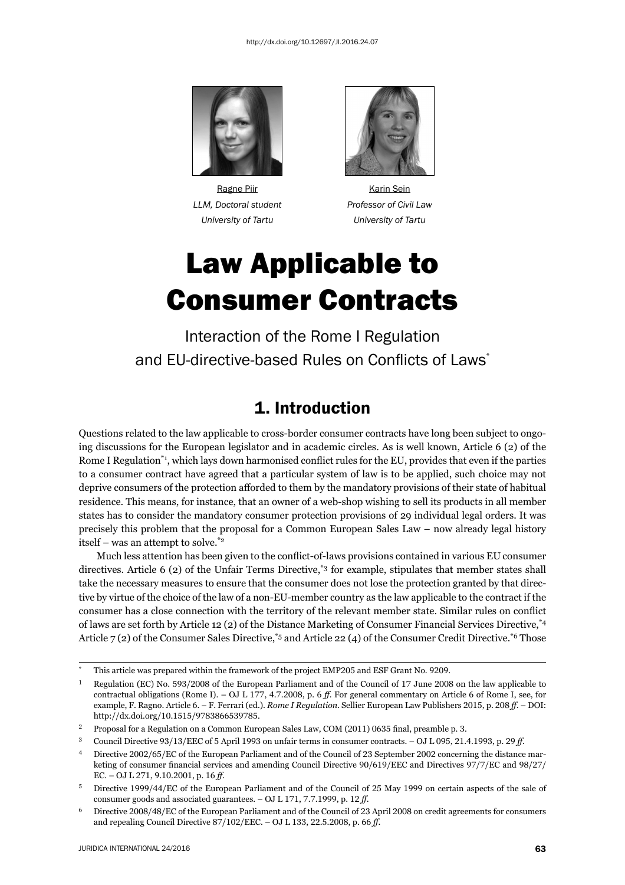http://dx.doi.org/10.12697/JI.2016.24.07

Ragne Piir
*LLM, Doctoral student*
*University of Tartu*

Karin Sein
*Professor of Civil Law*
*University of Tartu*

# Law Applicable to Consumer Contracts

Interaction of the Rome I Regulation and EU-directive-based Rules on Conflicts of Laws[*]

## 1. Introduction

Questions related to the law applicable to cross-border consumer contracts have long been subject to ongoing discussions for the European legislator and in academic circles. As is well known, Article 6 (2) of the Rome I Regulation[*1], which lays down harmonised conflict rules for the EU, provides that even if the parties to a consumer contract have agreed that a particular system of law is to be applied, such choice may not deprive consumers of the protection afforded to them by the mandatory provisions of their state of habitual residence. This means, for instance, that an owner of a web-shop wishing to sell its products in all member states has to consider the mandatory consumer protection provisions of 29 individual legal orders. It was precisely this problem that the proposal for a Common European Sales Law – now already legal history itself – was an attempt to solve.[*2]

Much less attention has been given to the conflict-of-laws provisions contained in various EU consumer directives. Article 6 (2) of the Unfair Terms Directive,[*3] for example, stipulates that member states shall take the necessary measures to ensure that the consumer does not lose the protection granted by that directive by virtue of the choice of the law of a non-EU-member country as the law applicable to the contract if the consumer has a close connection with the territory of the relevant member state. Similar rules on conflict of laws are set forth by Article 12 (2) of the Distance Marketing of Consumer Financial Services Directive,[*4] Article 7 (2) of the Consumer Sales Directive,[*5] and Article 22 (4) of the Consumer Credit Directive.[*6] Those

---

[*] This article was prepared within the framework of the project EMP205 and ESF Grant No. 9209.

[1] Regulation (EC) No. 593/2008 of the European Parliament and of the Council of 17 June 2008 on the law applicable to contractual obligations (Rome I). – OJ L 177, 4.7.2008, p. 6 *ff*. For general commentary on Article 6 of Rome I, see, for example, F. Ragno. Article 6. – F. Ferrari (ed.). *Rome I Regulation*. Sellier European Law Publishers 2015, p. 208 *ff*. – DOI: http://dx.doi.org/10.1515/9783866539785.

[2] Proposal for a Regulation on a Common European Sales Law, COM (2011) 0635 final, preamble p. 3.

[3] Council Directive 93/13/EEC of 5 April 1993 on unfair terms in consumer contracts. – OJ L 095, 21.4.1993, p. 29 *ff*.

[4] Directive 2002/65/EC of the European Parliament and of the Council of 23 September 2002 concerning the distance marketing of consumer financial services and amending Council Directive 90/619/EEC and Directives 97/7/EC and 98/27/EC. – OJ L 271, 9.10.2001, p. 16 *ff*.

[5] Directive 1999/44/EC of the European Parliament and of the Council of 25 May 1999 on certain aspects of the sale of consumer goods and associated guarantees. – OJ L 171, 7.7.1999, p. 12 *ff*.

[6] Directive 2008/48/EC of the European Parliament and of the Council of 23 April 2008 on credit agreements for consumers and repealing Council Directive 87/102/EEC. – OJ L 133, 22.5.2008, p. 66 *ff*.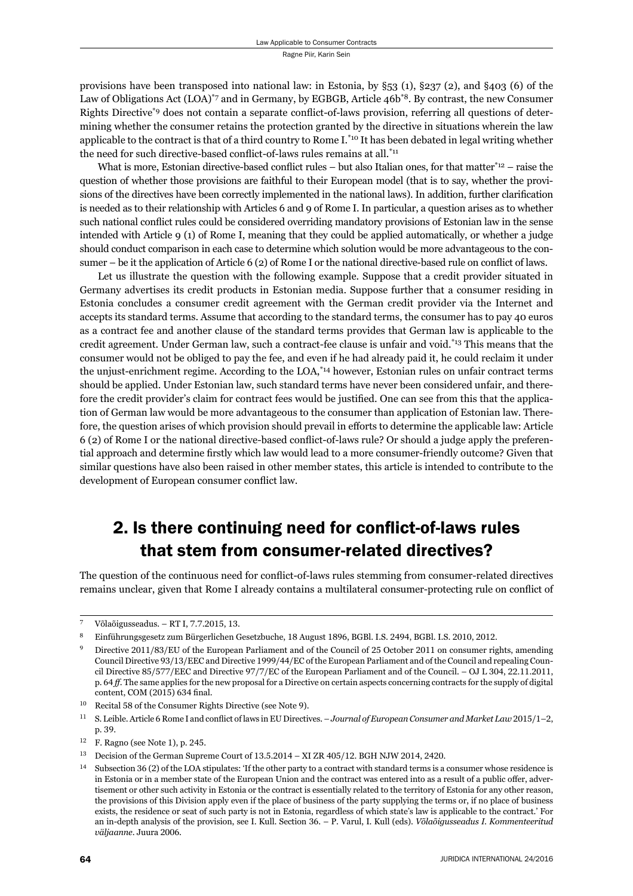provisions have been transposed into national law: in Estonia, by §53 (1), §237 (2), and §403 (6) of the Law of Obligations Act (LOA)[*7] and in Germany, by EGBGB, Article 46b[*8]. By contrast, the new Consumer Rights Directive[*9] does not contain a separate conflict-of-laws provision, referring all questions of determining whether the consumer retains the protection granted by the directive in situations wherein the law applicable to the contract is that of a third country to Rome I.[*10] It has been debated in legal writing whether the need for such directive-based conflict-of-laws rules remains at all.[*11]

What is more, Estonian directive-based conflict rules – but also Italian ones, for that matter[*12] – raise the question of whether those provisions are faithful to their European model (that is to say, whether the provisions of the directives have been correctly implemented in the national laws). In addition, further clarification is needed as to their relationship with Articles 6 and 9 of Rome I. In particular, a question arises as to whether such national conflict rules could be considered overriding mandatory provisions of Estonian law in the sense intended with Article 9 (1) of Rome I, meaning that they could be applied automatically, or whether a judge should conduct comparison in each case to determine which solution would be more advantageous to the consumer – be it the application of Article 6 (2) of Rome I or the national directive-based rule on conflict of laws.

Let us illustrate the question with the following example. Suppose that a credit provider situated in Germany advertises its credit products in Estonian media. Suppose further that a consumer residing in Estonia concludes a consumer credit agreement with the German credit provider via the Internet and accepts its standard terms. Assume that according to the standard terms, the consumer has to pay 40 euros as a contract fee and another clause of the standard terms provides that German law is applicable to the credit agreement. Under German law, such a contract-fee clause is unfair and void.[*13] This means that the consumer would not be obliged to pay the fee, and even if he had already paid it, he could reclaim it under the unjust-enrichment regime. According to the LOA,[*14] however, Estonian rules on unfair contract terms should be applied. Under Estonian law, such standard terms have never been considered unfair, and therefore the credit provider's claim for contract fees would be justified. One can see from this that the application of German law would be more advantageous to the consumer than application of Estonian law. Therefore, the question arises of which provision should prevail in efforts to determine the applicable law: Article 6 (2) of Rome I or the national directive-based conflict-of-laws rule? Or should a judge apply the preferential approach and determine firstly which law would lead to a more consumer-friendly outcome? Given that similar questions have also been raised in other member states, this article is intended to contribute to the development of European consumer conflict law.

## 2. Is there continuing need for conflict-of-laws rules that stem from consumer-related directives?

The question of the continuous need for conflict-of-laws rules stemming from consumer-related directives remains unclear, given that Rome I already contains a multilateral consumer-protecting rule on conflict of

---

7 Võlaõigusseadus. – RT I, 7.7.2015, 13.

8 Einführungsgesetz zum Bürgerlichen Gesetzbuche, 18 August 1896, BGBl. I.S. 2494, BGBl. I.S. 2010, 2012.

9 Directive 2011/83/EU of the European Parliament and of the Council of 25 October 2011 on consumer rights, amending Council Directive 93/13/EEC and Directive 1999/44/EC of the European Parliament and of the Council and repealing Council Directive 85/577/EEC and Directive 97/7/EC of the European Parliament and of the Council. – OJ L 304, 22.11.2011, p. 64 *ff*. The same applies for the new proposal for a Directive on certain aspects concerning contracts for the supply of digital content, COM (2015) 634 final.

10 Recital 58 of the Consumer Rights Directive (see Note 9).

11 S. Leible. Article 6 Rome I and conflict of laws in EU Directives. – *Journal of European Consumer and Market Law* 2015/1–2, p. 39.

12 F. Ragno (see Note 1), p. 245.

13 Decision of the German Supreme Court of 13.5.2014 – XI ZR 405/12. BGH NJW 2014, 2420.

14 Subsection 36 (2) of the LOA stipulates: 'If the other party to a contract with standard terms is a consumer whose residence is in Estonia or in a member state of the European Union and the contract was entered into as a result of a public offer, advertisement or other such activity in Estonia or the contract is essentially related to the territory of Estonia for any other reason, the provisions of this Division apply even if the place of business of the party supplying the terms or, if no place of business exists, the residence or seat of such party is not in Estonia, regardless of which state's law is applicable to the contract.' For an in-depth analysis of the provision, see I. Kull. Section 36. – P. Varul, I. Kull (eds). *Võlaõigusseadus I. Kommenteeritud väljaanne*. Juura 2006.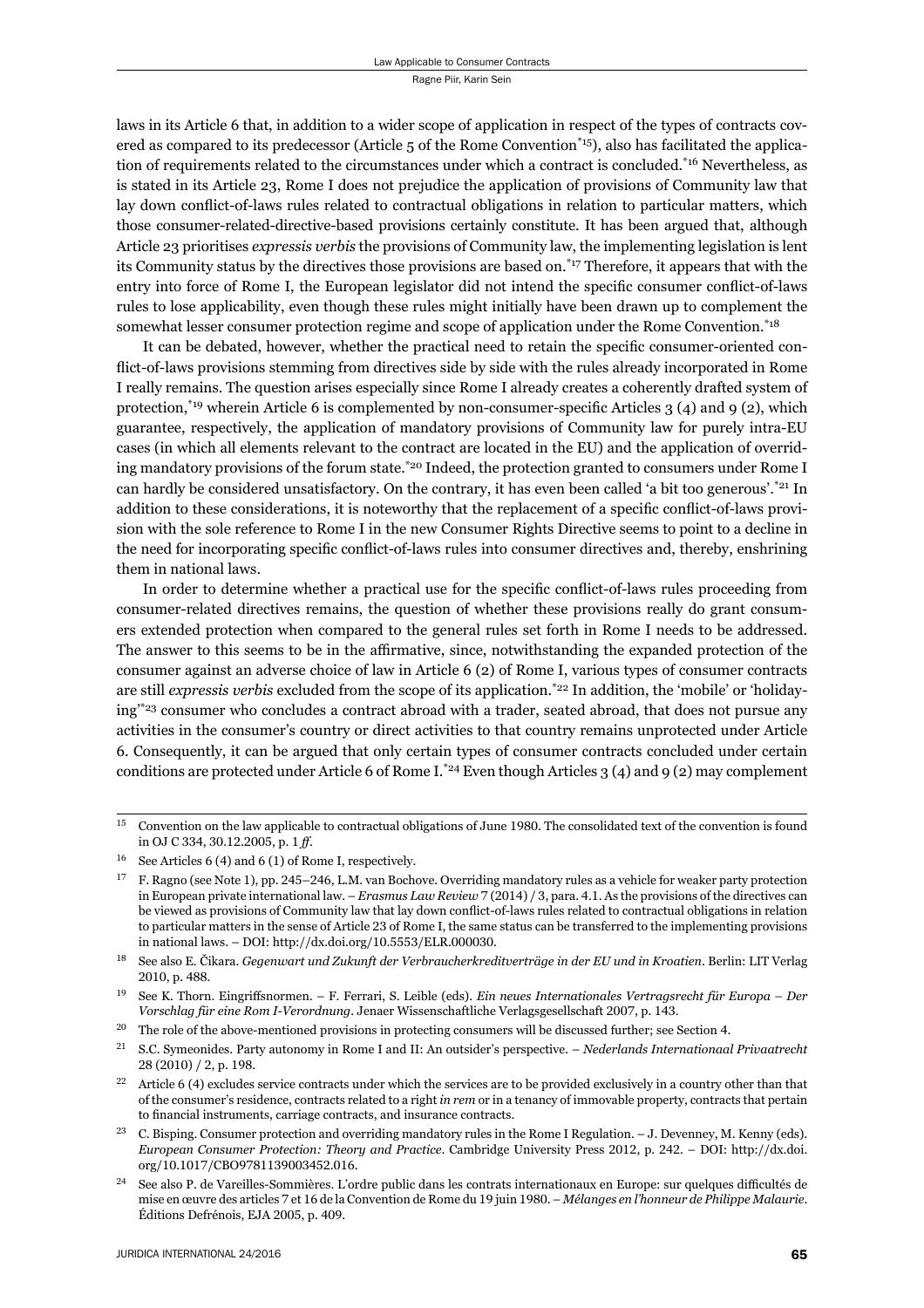laws in its Article 6 that, in addition to a wider scope of application in respect of the types of contracts covered as compared to its predecessor (Article 5 of the Rome Convention[*15]), also has facilitated the application of requirements related to the circumstances under which a contract is concluded.[*16] Nevertheless, as is stated in its Article 23, Rome I does not prejudice the application of provisions of Community law that lay down conflict-of-laws rules related to contractual obligations in relation to particular matters, which those consumer-related-directive-based provisions certainly constitute. It has been argued that, although Article 23 prioritises *expressis verbis* the provisions of Community law, the implementing legislation is lent its Community status by the directives those provisions are based on.[*17] Therefore, it appears that with the entry into force of Rome I, the European legislator did not intend the specific consumer conflict-of-laws rules to lose applicability, even though these rules might initially have been drawn up to complement the somewhat lesser consumer protection regime and scope of application under the Rome Convention.[*18]

It can be debated, however, whether the practical need to retain the specific consumer-oriented conflict-of-laws provisions stemming from directives side by side with the rules already incorporated in Rome I really remains. The question arises especially since Rome I already creates a coherently drafted system of protection,[*19] wherein Article 6 is complemented by non-consumer-specific Articles 3 (4) and 9 (2), which guarantee, respectively, the application of mandatory provisions of Community law for purely intra-EU cases (in which all elements relevant to the contract are located in the EU) and the application of overriding mandatory provisions of the forum state.[*20] Indeed, the protection granted to consumers under Rome I can hardly be considered unsatisfactory. On the contrary, it has even been called 'a bit too generous'.[*21] In addition to these considerations, it is noteworthy that the replacement of a specific conflict-of-laws provision with the sole reference to Rome I in the new Consumer Rights Directive seems to point to a decline in the need for incorporating specific conflict-of-laws rules into consumer directives and, thereby, enshrining them in national laws.

In order to determine whether a practical use for the specific conflict-of-laws rules proceeding from consumer-related directives remains, the question of whether these provisions really do grant consumers extended protection when compared to the general rules set forth in Rome I needs to be addressed. The answer to this seems to be in the affirmative, since, notwithstanding the expanded protection of the consumer against an adverse choice of law in Article 6 (2) of Rome I, various types of consumer contracts are still *expressis verbis* excluded from the scope of its application.[*22] In addition, the 'mobile' or 'holidaying'[*23] consumer who concludes a contract abroad with a trader, seated abroad, that does not pursue any activities in the consumer's country or direct activities to that country remains unprotected under Article 6. Consequently, it can be argued that only certain types of consumer contracts concluded under certain conditions are protected under Article 6 of Rome I.[*24] Even though Articles 3 (4) and 9 (2) may complement

---

[15] Convention on the law applicable to contractual obligations of June 1980. The consolidated text of the convention is found in OJ C 334, 30.12.2005, p. 1 *ff*.

[16] See Articles 6 (4) and 6 (1) of Rome I, respectively.

[17] F. Ragno (see Note 1), pp. 245–246, L.M. van Bochove. Overriding mandatory rules as a vehicle for weaker party protection in European private international law. – *Erasmus Law Review* 7 (2014) / 3, para. 4.1. As the provisions of the directives can be viewed as provisions of Community law that lay down conflict-of-laws rules related to contractual obligations in relation to particular matters in the sense of Article 23 of Rome I, the same status can be transferred to the implementing provisions in national laws. – DOI: http://dx.doi.org/10.5553/ELR.000030.

[18] See also E. Čikara. *Gegenwart und Zukunft der Verbraucherkreditverträge in der EU und in Kroatien*. Berlin: LIT Verlag 2010, p. 488.

[19] See K. Thorn. Eingriffsnormen. – F. Ferrari, S. Leible (eds). *Ein neues Internationales Vertragsrecht für Europa – Der Vorschlag für eine Rom I-Verordnung*. Jenaer Wissenschaftliche Verlagsgesellschaft 2007, p. 143.

[20] The role of the above-mentioned provisions in protecting consumers will be discussed further; see Section 4.

[21] S.C. Symeonides. Party autonomy in Rome I and II: An outsider's perspective. – *Nederlands Internationaal Privaatrecht* 28 (2010) / 2, p. 198.

[22] Article 6 (4) excludes service contracts under which the services are to be provided exclusively in a country other than that of the consumer's residence, contracts related to a right *in rem* or in a tenancy of immovable property, contracts that pertain to financial instruments, carriage contracts, and insurance contracts.

[23] C. Bisping. Consumer protection and overriding mandatory rules in the Rome I Regulation. – J. Devenney, M. Kenny (eds). *European Consumer Protection: Theory and Practice*. Cambridge University Press 2012, p. 242. – DOI: http://dx.doi.org/10.1017/CBO9781139003452.016.

[24] See also P. de Vareilles-Sommières. L'ordre public dans les contrats internationaux en Europe: sur quelques difficultés de mise en œuvre des articles 7 et 16 de la Convention de Rome du 19 juin 1980. – *Mélanges en l'honneur de Philippe Malaurie*. Éditions Defrénois, EJA 2005, p. 409.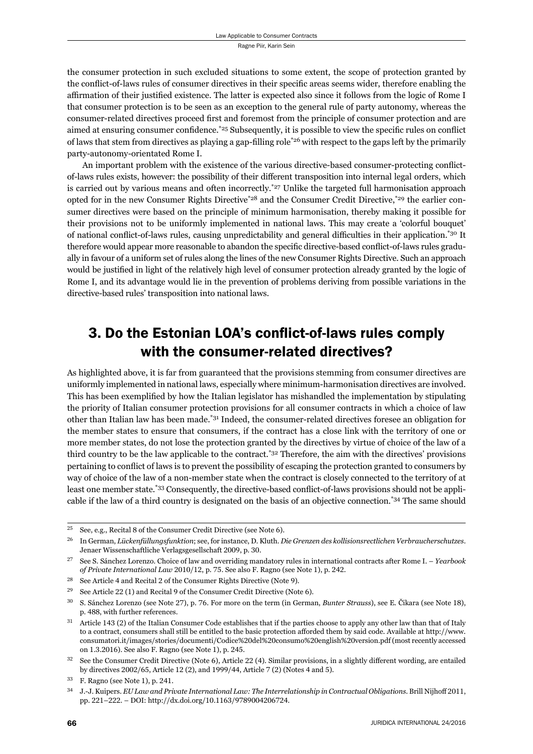the consumer protection in such excluded situations to some extent, the scope of protection granted by the conflict-of-laws rules of consumer directives in their specific areas seems wider, therefore enabling the affirmation of their justified existence. The latter is expected also since it follows from the logic of Rome I that consumer protection is to be seen as an exception to the general rule of party autonomy, whereas the consumer-related directives proceed first and foremost from the principle of consumer protection and are aimed at ensuring consumer confidence.[*25] Subsequently, it is possible to view the specific rules on conflict of laws that stem from directives as playing a gap-filling role[*26] with respect to the gaps left by the primarily party-autonomy-orientated Rome I.

An important problem with the existence of the various directive-based consumer-protecting conflict-of-laws rules exists, however: the possibility of their different transposition into internal legal orders, which is carried out by various means and often incorrectly.[*27] Unlike the targeted full harmonisation approach opted for in the new Consumer Rights Directive[*28] and the Consumer Credit Directive,[*29] the earlier consumer directives were based on the principle of minimum harmonisation, thereby making it possible for their provisions not to be uniformly implemented in national laws. This may create a 'colorful bouquet' of national conflict-of-laws rules, causing unpredictability and general difficulties in their application.[*30] It therefore would appear more reasonable to abandon the specific directive-based conflict-of-laws rules gradually in favour of a uniform set of rules along the lines of the new Consumer Rights Directive. Such an approach would be justified in light of the relatively high level of consumer protection already granted by the logic of Rome I, and its advantage would lie in the prevention of problems deriving from possible variations in the directive-based rules' transposition into national laws.

## 3. Do the Estonian LOA's conflict-of-laws rules comply with the consumer-related directives?

As highlighted above, it is far from guaranteed that the provisions stemming from consumer directives are uniformly implemented in national laws, especially where minimum-harmonisation directives are involved. This has been exemplified by how the Italian legislator has mishandled the implementation by stipulating the priority of Italian consumer protection provisions for all consumer contracts in which a choice of law other than Italian law has been made.[*31] Indeed, the consumer-related directives foresee an obligation for the member states to ensure that consumers, if the contract has a close link with the territory of one or more member states, do not lose the protection granted by the directives by virtue of choice of the law of a third country to be the law applicable to the contract.[*32] Therefore, the aim with the directives' provisions pertaining to conflict of laws is to prevent the possibility of escaping the protection granted to consumers by way of choice of the law of a non-member state when the contract is closely connected to the territory of at least one member state.[*33] Consequently, the directive-based conflict-of-laws provisions should not be applicable if the law of a third country is designated on the basis of an objective connection.[*34] The same should

---

[25] See, e.g., Recital 8 of the Consumer Credit Directive (see Note 6).

[26] In German, *Lückenfüllungsfunktion*; see, for instance, D. Kluth. *Die Grenzen des kollisionsrectlichen Verbraucherschutzes*. Jenaer Wissenschaftliche Verlagsgesellschaft 2009, p. 30.

[27] See S. Sánchez Lorenzo. Choice of law and overriding mandatory rules in international contracts after Rome I. – *Yearbook of Private International Law* 2010/12, p. 75. See also F. Ragno (see Note 1), p. 242.

[28] See Article 4 and Recital 2 of the Consumer Rights Directive (Note 9).

[29] See Article 22 (1) and Recital 9 of the Consumer Credit Directive (Note 6).

[30] S. Sánchez Lorenzo (see Note 27), p. 76. For more on the term (in German, *Bunter Strauss*), see E. Čikara (see Note 18), p. 488, with further references.

[31] Article 143 (2) of the Italian Consumer Code establishes that if the parties choose to apply any other law than that of Italy to a contract, consumers shall still be entitled to the basic protection afforded them by said code. Available at http://www.consumatori.it/images/stories/documenti/Codice%20del%20consumo%20english%20version.pdf (most recently accessed on 1.3.2016). See also F. Ragno (see Note 1), p. 245.

[32] See the Consumer Credit Directive (Note 6), Article 22 (4). Similar provisions, in a slightly different wording, are entailed by directives 2002/65, Article 12 (2), and 1999/44, Article 7 (2) (Notes 4 and 5).

[33] F. Ragno (see Note 1), p. 241.

[34] J.-J. Kuipers. *EU Law and Private International Law: The Interrelationship in Contractual Obligations*. Brill Nijhoff 2011, pp. 221–222. – DOI: http://dx.doi.org/10.1163/9789004206724.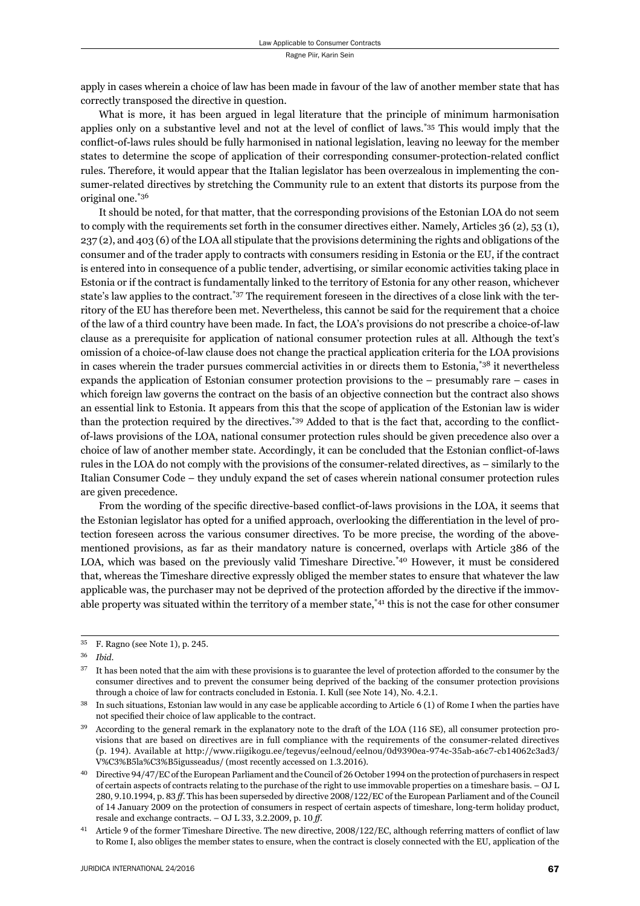apply in cases wherein a choice of law has been made in favour of the law of another member state that has correctly transposed the directive in question.

What is more, it has been argued in legal literature that the principle of minimum harmonisation applies only on a substantive level and not at the level of conflict of laws.[*35] This would imply that the conflict-of-laws rules should be fully harmonised in national legislation, leaving no leeway for the member states to determine the scope of application of their corresponding consumer-protection-related conflict rules. Therefore, it would appear that the Italian legislator has been overzealous in implementing the consumer-related directives by stretching the Community rule to an extent that distorts its purpose from the original one.[*36]

It should be noted, for that matter, that the corresponding provisions of the Estonian LOA do not seem to comply with the requirements set forth in the consumer directives either. Namely, Articles 36 (2), 53 (1), 237 (2), and 403 (6) of the LOA all stipulate that the provisions determining the rights and obligations of the consumer and of the trader apply to contracts with consumers residing in Estonia or the EU, if the contract is entered into in consequence of a public tender, advertising, or similar economic activities taking place in Estonia or if the contract is fundamentally linked to the territory of Estonia for any other reason, whichever state's law applies to the contract.[*37] The requirement foreseen in the directives of a close link with the territory of the EU has therefore been met. Nevertheless, this cannot be said for the requirement that a choice of the law of a third country have been made. In fact, the LOA's provisions do not prescribe a choice-of-law clause as a prerequisite for application of national consumer protection rules at all. Although the text's omission of a choice-of-law clause does not change the practical application criteria for the LOA provisions in cases wherein the trader pursues commercial activities in or directs them to Estonia,[*38] it nevertheless expands the application of Estonian consumer protection provisions to the – presumably rare – cases in which foreign law governs the contract on the basis of an objective connection but the contract also shows an essential link to Estonia. It appears from this that the scope of application of the Estonian law is wider than the protection required by the directives.[*39] Added to that is the fact that, according to the conflict-of-laws provisions of the LOA, national consumer protection rules should be given precedence also over a choice of law of another member state. Accordingly, it can be concluded that the Estonian conflict-of-laws rules in the LOA do not comply with the provisions of the consumer-related directives, as – similarly to the Italian Consumer Code – they unduly expand the set of cases wherein national consumer protection rules are given precedence.

From the wording of the specific directive-based conflict-of-laws provisions in the LOA, it seems that the Estonian legislator has opted for a unified approach, overlooking the differentiation in the level of protection foreseen across the various consumer directives. To be more precise, the wording of the above-mentioned provisions, as far as their mandatory nature is concerned, overlaps with Article 386 of the LOA, which was based on the previously valid Timeshare Directive.[*40] However, it must be considered that, whereas the Timeshare directive expressly obliged the member states to ensure that whatever the law applicable was, the purchaser may not be deprived of the protection afforded by the directive if the immovable property was situated within the territory of a member state,[*41] this is not the case for other consumer

---

[35] F. Ragno (see Note 1), p. 245.

[36] *Ibid.*

[37] It has been noted that the aim with these provisions is to guarantee the level of protection afforded to the consumer by the consumer directives and to prevent the consumer being deprived of the backing of the consumer protection provisions through a choice of law for contracts concluded in Estonia. I. Kull (see Note 14), No. 4.2.1.

[38] In such situations, Estonian law would in any case be applicable according to Article 6 (1) of Rome I when the parties have not specified their choice of law applicable to the contract.

[39] According to the general remark in the explanatory note to the draft of the LOA (116 SE), all consumer protection provisions that are based on directives are in full compliance with the requirements of the consumer-related directives (p. 194). Available at http://www.riigikogu.ee/tegevus/eelnoud/eelnou/0d9390ea-974c-35ab-a6c7-cb14062c3ad3/V%C3%B5la%C3%B5igusseadus/ (most recently accessed on 1.3.2016).

[40] Directive 94/47/EC of the European Parliament and the Council of 26 October 1994 on the protection of purchasers in respect of certain aspects of contracts relating to the purchase of the right to use immovable properties on a timeshare basis. – OJ L 280, 9.10.1994, p. 83 *ff*. This has been superseded by directive 2008/122/EC of the European Parliament and of the Council of 14 January 2009 on the protection of consumers in respect of certain aspects of timeshare, long-term holiday product, resale and exchange contracts. – OJ L 33, 3.2.2009, p. 10 *ff*.

[41] Article 9 of the former Timeshare Directive. The new directive, 2008/122/EC, although referring matters of conflict of law to Rome I, also obliges the member states to ensure, when the contract is closely connected with the EU, application of the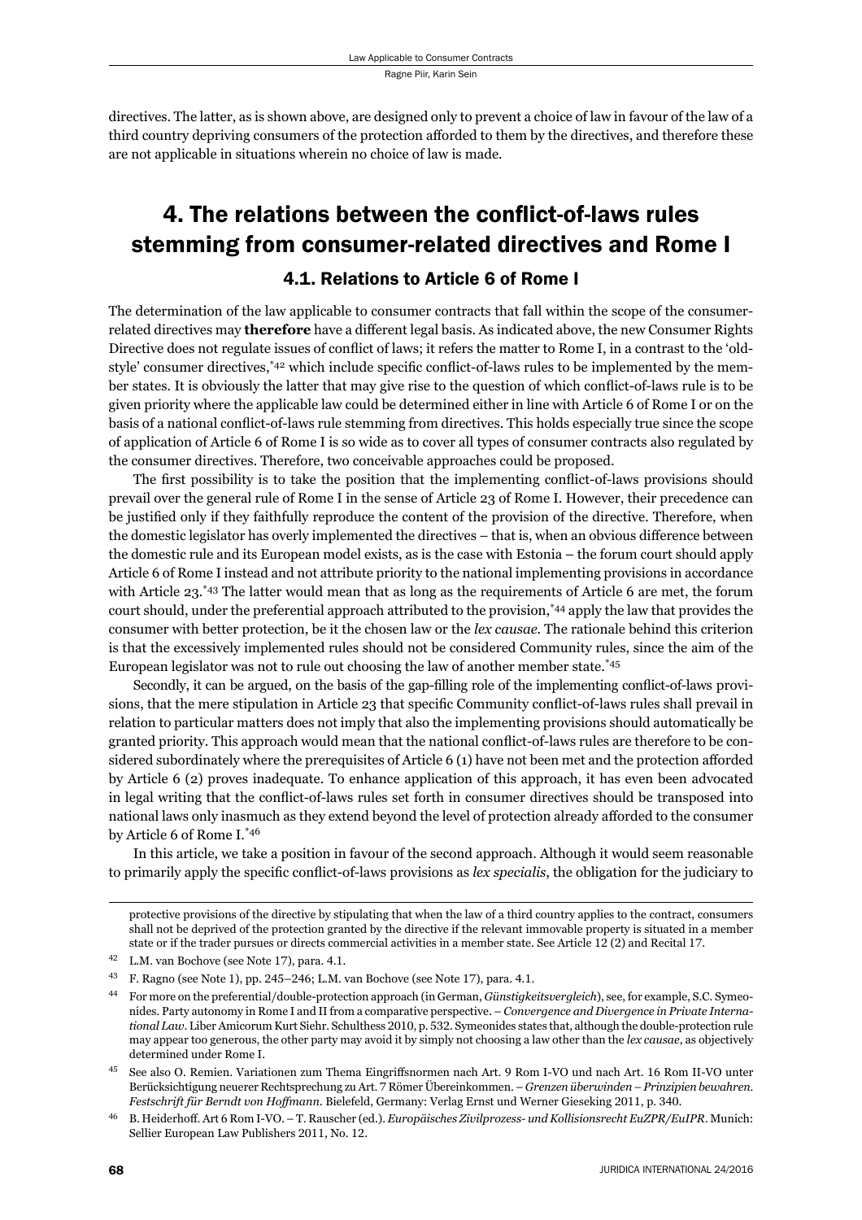directives. The latter, as is shown above, are designed only to prevent a choice of law in favour of the law of a third country depriving consumers of the protection afforded to them by the directives, and therefore these are not applicable in situations wherein no choice of law is made.

# 4. The relations between the conflict-of-laws rules stemming from consumer-related directives and Rome I

## 4.1. Relations to Article 6 of Rome I

The determination of the law applicable to consumer contracts that fall within the scope of the consumer-related directives may **therefore** have a different legal basis. As indicated above, the new Consumer Rights Directive does not regulate issues of conflict of laws; it refers the matter to Rome I, in a contrast to the 'old-style' consumer directives,[*42] which include specific conflict-of-laws rules to be implemented by the member states. It is obviously the latter that may give rise to the question of which conflict-of-laws rule is to be given priority where the applicable law could be determined either in line with Article 6 of Rome I or on the basis of a national conflict-of-laws rule stemming from directives. This holds especially true since the scope of application of Article 6 of Rome I is so wide as to cover all types of consumer contracts also regulated by the consumer directives. Therefore, two conceivable approaches could be proposed.

The first possibility is to take the position that the implementing conflict-of-laws provisions should prevail over the general rule of Rome I in the sense of Article 23 of Rome I. However, their precedence can be justified only if they faithfully reproduce the content of the provision of the directive. Therefore, when the domestic legislator has overly implemented the directives – that is, when an obvious difference between the domestic rule and its European model exists, as is the case with Estonia – the forum court should apply Article 6 of Rome I instead and not attribute priority to the national implementing provisions in accordance with Article 23.[*43] The latter would mean that as long as the requirements of Article 6 are met, the forum court should, under the preferential approach attributed to the provision,[*44] apply the law that provides the consumer with better protection, be it the chosen law or the *lex causae*. The rationale behind this criterion is that the excessively implemented rules should not be considered Community rules, since the aim of the European legislator was not to rule out choosing the law of another member state.[*45]

Secondly, it can be argued, on the basis of the gap-filling role of the implementing conflict-of-laws provisions, that the mere stipulation in Article 23 that specific Community conflict-of-laws rules shall prevail in relation to particular matters does not imply that also the implementing provisions should automatically be granted priority. This approach would mean that the national conflict-of-laws rules are therefore to be considered subordinately where the prerequisites of Article 6 (1) have not been met and the protection afforded by Article 6 (2) proves inadequate. To enhance application of this approach, it has even been advocated in legal writing that the conflict-of-laws rules set forth in consumer directives should be transposed into national laws only inasmuch as they extend beyond the level of protection already afforded to the consumer by Article 6 of Rome I.[*46]

In this article, we take a position in favour of the second approach. Although it would seem reasonable to primarily apply the specific conflict-of-laws provisions as *lex specialis*, the obligation for the judiciary to

---

protective provisions of the directive by stipulating that when the law of a third country applies to the contract, consumers shall not be deprived of the protection granted by the directive if the relevant immovable property is situated in a member state or if the trader pursues or directs commercial activities in a member state. See Article 12 (2) and Recital 17.

[42] L.M. van Bochove (see Note 17), para. 4.1.

[43] F. Ragno (see Note 1), pp. 245–246; L.M. van Bochove (see Note 17), para. 4.1.

[44] For more on the preferential/double-protection approach (in German, *Günstigkeitsvergleich*), see, for example, S.C. Symeonides. Party autonomy in Rome I and II from a comparative perspective. – *Convergence and Divergence in Private International Law*. Liber Amicorum Kurt Siehr. Schulthess 2010, p. 532. Symeonides states that, although the double-protection rule may appear too generous, the other party may avoid it by simply not choosing a law other than the *lex causae*, as objectively determined under Rome I.

[45] See also O. Remien. Variationen zum Thema Eingriffsnormen nach Art. 9 Rom I-VO und nach Art. 16 Rom II-VO unter Berücksichtigung neuerer Rechtsprechung zu Art. 7 Römer Übereinkommen. – *Grenzen überwinden – Prinzipien bewahren. Festschrift für Berndt von Hoffmann*. Bielefeld, Germany: Verlag Ernst und Werner Gieseking 2011, p. 340.

[46] B. Heiderhoff. Art 6 Rom I-VO. – T. Rauscher (ed.). *Europäisches Zivilprozess- und Kollisionsrecht EuZPR/EuIPR*. Munich: Sellier European Law Publishers 2011, No. 12.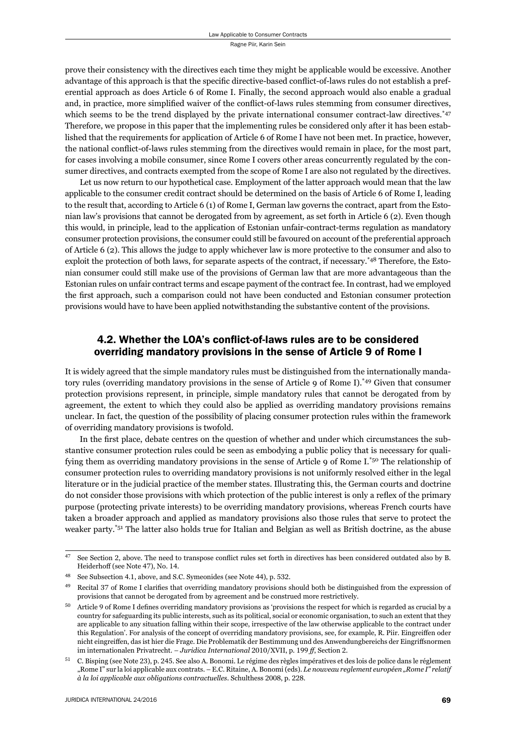prove their consistency with the directives each time they might be applicable would be excessive. Another advantage of this approach is that the specific directive-based conflict-of-laws rules do not establish a preferential approach as does Article 6 of Rome I. Finally, the second approach would also enable a gradual and, in practice, more simplified waiver of the conflict-of-laws rules stemming from consumer directives, which seems to be the trend displayed by the private international consumer contract-law directives.[*47] Therefore, we propose in this paper that the implementing rules be considered only after it has been established that the requirements for application of Article 6 of Rome I have not been met. In practice, however, the national conflict-of-laws rules stemming from the directives would remain in place, for the most part, for cases involving a mobile consumer, since Rome I covers other areas concurrently regulated by the consumer directives, and contracts exempted from the scope of Rome I are also not regulated by the directives.

Let us now return to our hypothetical case. Employment of the latter approach would mean that the law applicable to the consumer credit contract should be determined on the basis of Article 6 of Rome I, leading to the result that, according to Article 6 (1) of Rome I, German law governs the contract, apart from the Estonian law's provisions that cannot be derogated from by agreement, as set forth in Article 6 (2). Even though this would, in principle, lead to the application of Estonian unfair-contract-terms regulation as mandatory consumer protection provisions, the consumer could still be favoured on account of the preferential approach of Article 6 (2). This allows the judge to apply whichever law is more protective to the consumer and also to exploit the protection of both laws, for separate aspects of the contract, if necessary.[*48] Therefore, the Estonian consumer could still make use of the provisions of German law that are more advantageous than the Estonian rules on unfair contract terms and escape payment of the contract fee. In contrast, had we employed the first approach, such a comparison could not have been conducted and Estonian consumer protection provisions would have to have been applied notwithstanding the substantive content of the provisions.

## 4.2. Whether the LOA's conflict-of-laws rules are to be considered overriding mandatory provisions in the sense of Article 9 of Rome I

It is widely agreed that the simple mandatory rules must be distinguished from the internationally mandatory rules (overriding mandatory provisions in the sense of Article 9 of Rome I).[*49] Given that consumer protection provisions represent, in principle, simple mandatory rules that cannot be derogated from by agreement, the extent to which they could also be applied as overriding mandatory provisions remains unclear. In fact, the question of the possibility of placing consumer protection rules within the framework of overriding mandatory provisions is twofold.

In the first place, debate centres on the question of whether and under which circumstances the substantive consumer protection rules could be seen as embodying a public policy that is necessary for qualifying them as overriding mandatory provisions in the sense of Article 9 of Rome I.[*50] The relationship of consumer protection rules to overriding mandatory provisions is not uniformly resolved either in the legal literature or in the judicial practice of the member states. Illustrating this, the German courts and doctrine do not consider those provisions with which protection of the public interest is only a reflex of the primary purpose (protecting private interests) to be overriding mandatory provisions, whereas French courts have taken a broader approach and applied as mandatory provisions also those rules that serve to protect the weaker party.[*51] The latter also holds true for Italian and Belgian as well as British doctrine, as the abuse

---

47 See Section 2, above. The need to transpose conflict rules set forth in directives has been considered outdated also by B. Heiderhoff (see Note 47), No. 14.

48 See Subsection 4.1, above, and S.C. Symeonides (see Note 44), p. 532.

49 Recital 37 of Rome I clarifies that overriding mandatory provisions should both be distinguished from the expression of provisions that cannot be derogated from by agreement and be construed more restrictively.

50 Article 9 of Rome I defines overriding mandatory provisions as 'provisions the respect for which is regarded as crucial by a country for safeguarding its public interests, such as its political, social or economic organisation, to such an extent that they are applicable to any situation falling within their scope, irrespective of the law otherwise applicable to the contract under this Regulation'. For analysis of the concept of overriding mandatory provisions, see, for example, R. Piir. Eingreifen oder nicht eingreifen, das ist hier die Frage. Die Problematik der Bestimmung und des Anwendungbereichs der Eingriffsnormen im internationalen Privatrecht. – *Juridica International* 2010/XVII, p. 199 *ff*, Section 2.

51 C. Bisping (see Note 23), p. 245. See also A. Bonomi. Le régime des règles impératives et des lois de police dans le réglement „Rome I" sur la loi applicable aux contrats. – E.C. Ritaine, A. Bonomi (eds). *Le nouveau reglement européen „Rome I" relatif à la loi applicable aux obligations contractuelles*. Schulthess 2008, p. 228.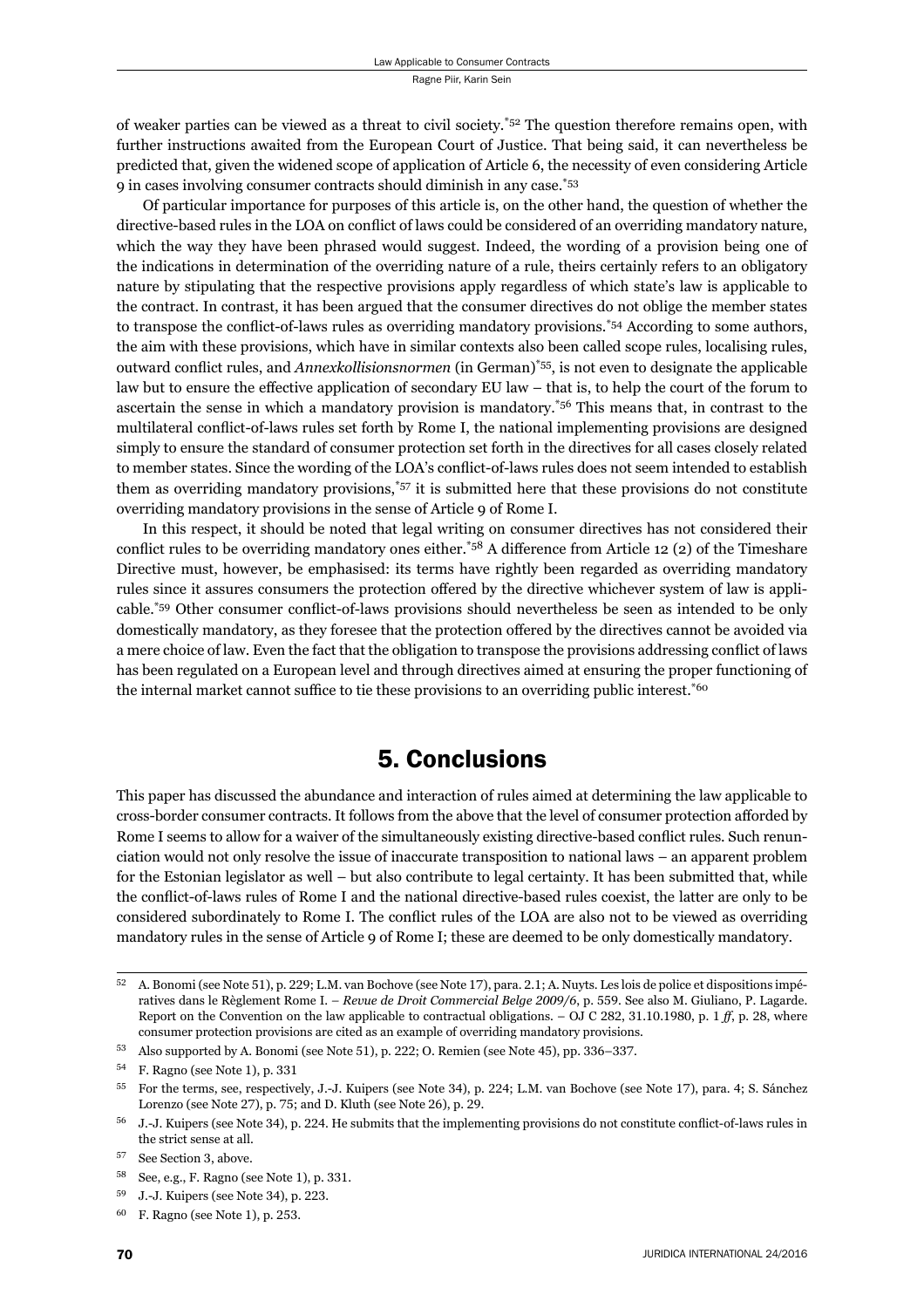of weaker parties can be viewed as a threat to civil society.[52] The question therefore remains open, with further instructions awaited from the European Court of Justice. That being said, it can nevertheless be predicted that, given the widened scope of application of Article 6, the necessity of even considering Article 9 in cases involving consumer contracts should diminish in any case.[53]

Of particular importance for purposes of this article is, on the other hand, the question of whether the directive-based rules in the LOA on conflict of laws could be considered of an overriding mandatory nature, which the way they have been phrased would suggest. Indeed, the wording of a provision being one of the indications in determination of the overriding nature of a rule, theirs certainly refers to an obligatory nature by stipulating that the respective provisions apply regardless of which state's law is applicable to the contract. In contrast, it has been argued that the consumer directives do not oblige the member states to transpose the conflict-of-laws rules as overriding mandatory provisions.[54] According to some authors, the aim with these provisions, which have in similar contexts also been called scope rules, localising rules, outward conflict rules, and *Annexkollisionsnormen* (in German)[55], is not even to designate the applicable law but to ensure the effective application of secondary EU law – that is, to help the court of the forum to ascertain the sense in which a mandatory provision is mandatory.[56] This means that, in contrast to the multilateral conflict-of-laws rules set forth by Rome I, the national implementing provisions are designed simply to ensure the standard of consumer protection set forth in the directives for all cases closely related to member states. Since the wording of the LOA's conflict-of-laws rules does not seem intended to establish them as overriding mandatory provisions,[57] it is submitted here that these provisions do not constitute overriding mandatory provisions in the sense of Article 9 of Rome I.

In this respect, it should be noted that legal writing on consumer directives has not considered their conflict rules to be overriding mandatory ones either.[58] A difference from Article 12 (2) of the Timeshare Directive must, however, be emphasised: its terms have rightly been regarded as overriding mandatory rules since it assures consumers the protection offered by the directive whichever system of law is applicable.[59] Other consumer conflict-of-laws provisions should nevertheless be seen as intended to be only domestically mandatory, as they foresee that the protection offered by the directives cannot be avoided via a mere choice of law. Even the fact that the obligation to transpose the provisions addressing conflict of laws has been regulated on a European level and through directives aimed at ensuring the proper functioning of the internal market cannot suffice to tie these provisions to an overriding public interest.[60]

## 5. Conclusions

This paper has discussed the abundance and interaction of rules aimed at determining the law applicable to cross-border consumer contracts. It follows from the above that the level of consumer protection afforded by Rome I seems to allow for a waiver of the simultaneously existing directive-based conflict rules. Such renunciation would not only resolve the issue of inaccurate transposition to national laws – an apparent problem for the Estonian legislator as well – but also contribute to legal certainty. It has been submitted that, while the conflict-of-laws rules of Rome I and the national directive-based rules coexist, the latter are only to be considered subordinately to Rome I. The conflict rules of the LOA are also not to be viewed as overriding mandatory rules in the sense of Article 9 of Rome I; these are deemed to be only domestically mandatory.

---

[52] A. Bonomi (see Note 51), p. 229; L.M. van Bochove (see Note 17), para. 2.1; A. Nuyts. Les lois de police et dispositions impératives dans le Règlement Rome I. – *Revue de Droit Commercial Belge 2009/6*, p. 559. See also M. Giuliano, P. Lagarde. Report on the Convention on the law applicable to contractual obligations. – OJ C 282, 31.10.1980, p. 1 *ff*, p. 28, where consumer protection provisions are cited as an example of overriding mandatory provisions.

[53] Also supported by A. Bonomi (see Note 51), p. 222; O. Remien (see Note 45), pp. 336–337.

[54] F. Ragno (see Note 1), p. 331

[55] For the terms, see, respectively, J.-J. Kuipers (see Note 34), p. 224; L.M. van Bochove (see Note 17), para. 4; S. Sánchez Lorenzo (see Note 27), p. 75; and D. Kluth (see Note 26), p. 29.

[56] J.-J. Kuipers (see Note 34), p. 224. He submits that the implementing provisions do not constitute conflict-of-laws rules in the strict sense at all.

[57] See Section 3, above.

[58] See, e.g., F. Ragno (see Note 1), p. 331.

[59] J.-J. Kuipers (see Note 34), p. 223.

[60] F. Ragno (see Note 1), p. 253.